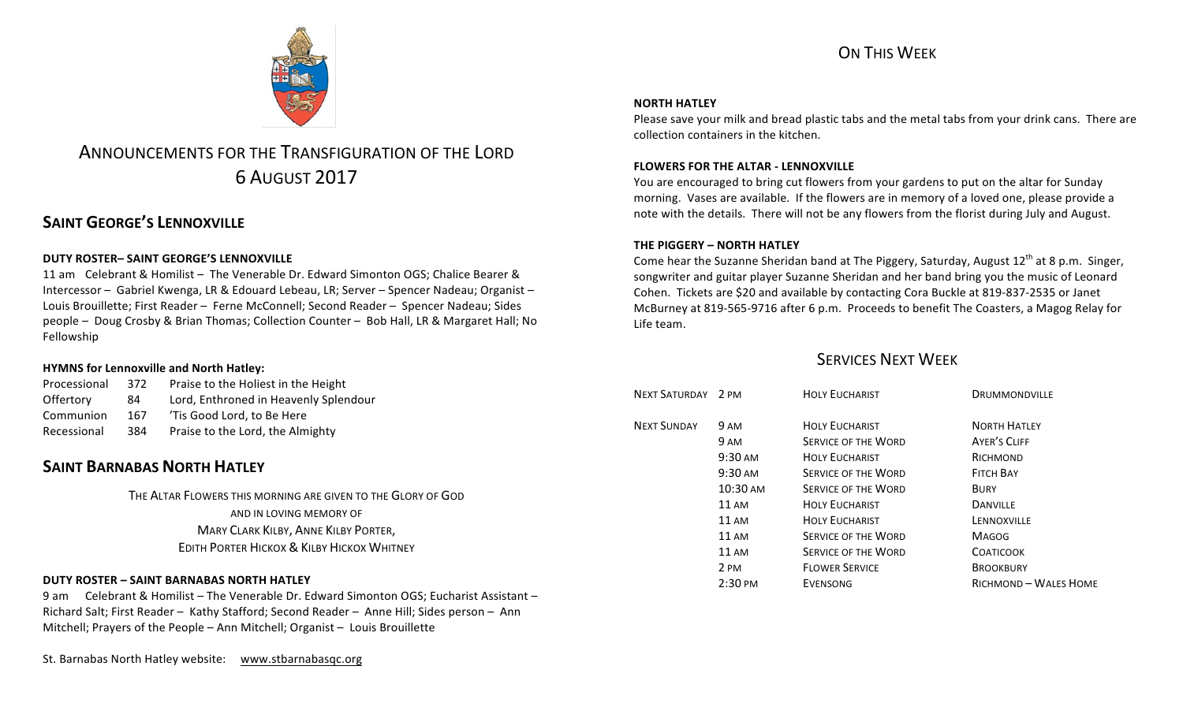# Announcements for the Transfiguration of the Lord
# 6 August 2017

## Saint George's Lennoxville

### DUTY ROSTER– SAINT GEORGE'S LENNOXVILLE

11 am Celebrant & Homilist – The Venerable Dr. Edward Simonton OGS; Chalice Bearer & Intercessor – Gabriel Kwenga, LR & Edouard Lebeau, LR; Server – Spencer Nadeau; Organist – Louis Brouillette; First Reader – Ferne McConnell; Second Reader – Spencer Nadeau; Sides people – Doug Crosby & Brian Thomas; Collection Counter – Bob Hall, LR & Margaret Hall; No Fellowship

### HYMNS for Lennoxville and North Hatley:

| | | |
|---|---|---|
| Processional | 372 | Praise to the Holiest in the Height |
| Offertory | 84 | Lord, Enthroned in Heavenly Splendour |
| Communion | 167 | 'Tis Good Lord, to Be Here |
| Recessional | 384 | Praise to the Lord, the Almighty |

## Saint Barnabas North Hatley

The Altar Flowers this morning are given to the Glory of God
and in loving memory of
Mary Clark Kilby, Anne Kilby Porter,
Edith Porter Hickox & Kilby Hickox Whitney

### DUTY ROSTER – SAINT BARNABAS NORTH HATLEY

9 am Celebrant & Homilist – The Venerable Dr. Edward Simonton OGS; Eucharist Assistant – Richard Salt; First Reader – Kathy Stafford; Second Reader – Anne Hill; Sides person – Ann Mitchell; Prayers of the People – Ann Mitchell; Organist – Louis Brouillette

St. Barnabas North Hatley website: www.stbarnabasqc.org

## On This Week

### NORTH HATLEY

Please save your milk and bread plastic tabs and the metal tabs from your drink cans. There are collection containers in the kitchen.

### FLOWERS FOR THE ALTAR - LENNOXVILLE

You are encouraged to bring cut flowers from your gardens to put on the altar for Sunday morning. Vases are available. If the flowers are in memory of a loved one, please provide a note with the details. There will not be any flowers from the florist during July and August.

### THE PIGGERY – NORTH HATLEY

Come hear the Suzanne Sheridan band at The Piggery, Saturday, August 12th at 8 p.m. Singer, songwriter and guitar player Suzanne Sheridan and her band bring you the music of Leonard Cohen. Tickets are $20 and available by contacting Cora Buckle at 819-837-2535 or Janet McBurney at 819-565-9716 after 6 p.m. Proceeds to benefit The Coasters, a Magog Relay for Life team.

## Services Next Week

| | | | |
|---|---|---|---|
| Next Saturday | 2 pm | Holy Eucharist | Drummondville |
| Next Sunday | 9 am | Holy Eucharist | North Hatley |
| | 9 am | Service of the Word | Ayer's Cliff |
| | 9:30 am | Holy Eucharist | Richmond |
| | 9:30 am | Service of the Word | Fitch Bay |
| | 10:30 am | Service of the Word | Bury |
| | 11 am | Holy Eucharist | Danville |
| | 11 am | Holy Eucharist | Lennoxville |
| | 11 am | Service of the Word | Magog |
| | 11 am | Service of the Word | Coaticook |
| | 2 pm | Flower Service | Brookbury |
| | 2:30 pm | Evensong | Richmond – Wales Home |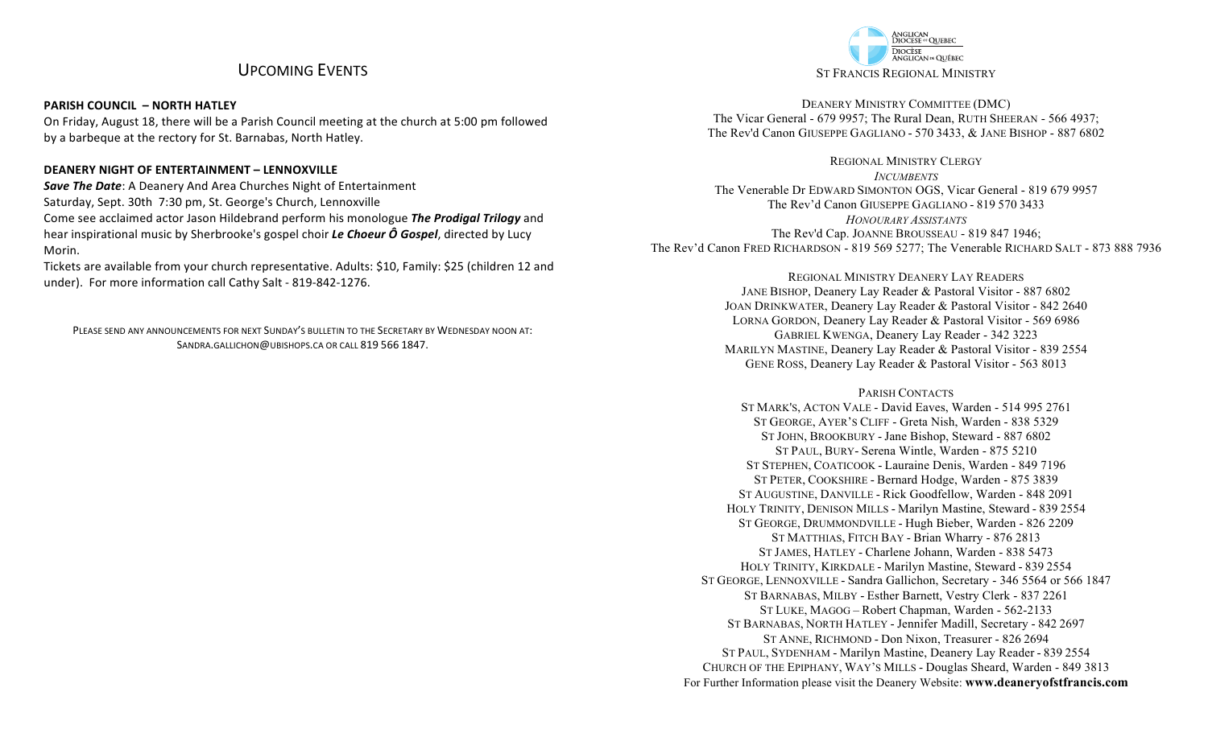## Upcoming Events

**PARISH COUNCIL – NORTH HATLEY**

On Friday, August 18, there will be a Parish Council meeting at the church at 5:00 pm followed by a barbeque at the rectory for St. Barnabas, North Hatley.

**DEANERY NIGHT OF ENTERTAINMENT – LENNOXVILLE**

***Save The Date***: A Deanery And Area Churches Night of Entertainment
Saturday, Sept. 30th 7:30 pm, St. George's Church, Lennoxville
Come see acclaimed actor Jason Hildebrand perform his monologue ***The Prodigal Trilogy*** and hear inspirational music by Sherbrooke's gospel choir ***Le Choeur Ô Gospel***, directed by Lucy Morin.
Tickets are available from your church representative. Adults: $10, Family: $25 (children 12 and under). For more information call Cathy Salt - 819-842-1276.

PLEASE SEND ANY ANNOUNCEMENTS FOR NEXT SUNDAY'S BULLETIN TO THE SECRETARY BY WEDNESDAY NOON AT: SANDRA.GALLICHON@UBISHOPS.CA OR CALL 819 566 1847.

Anglican Diocese of Quebec
Diocèse Anglican du Québec

## St Francis Regional Ministry

### Deanery Ministry Committee (DMC)

The Vicar General - 679 9957; The Rural Dean, Ruth Sheeran - 566 4937;
The Rev'd Canon Giuseppe Gagliano - 570 3433, & Jane Bishop - 887 6802

### Regional Ministry Clergy

*Incumbents*
The Venerable Dr Edward Simonton OGS, Vicar General - 819 679 9957
The Rev'd Canon Giuseppe Gagliano - 819 570 3433
*Honourary Assistants*
The Rev'd Cap. Joanne Brousseau - 819 847 1946;
The Rev'd Canon Fred Richardson - 819 569 5277; The Venerable Richard Salt - 873 888 7936

### Regional Ministry Deanery Lay Readers

Jane Bishop, Deanery Lay Reader & Pastoral Visitor - 887 6802
Joan Drinkwater, Deanery Lay Reader & Pastoral Visitor - 842 2640
Lorna Gordon, Deanery Lay Reader & Pastoral Visitor - 569 6986
Gabriel Kwenga, Deanery Lay Reader - 342 3223
Marilyn Mastine, Deanery Lay Reader & Pastoral Visitor - 839 2554
Gene Ross, Deanery Lay Reader & Pastoral Visitor - 563 8013

### Parish Contacts

St Mark's, Acton Vale - David Eaves, Warden - 514 995 2761
St George, Ayer's Cliff - Greta Nish, Warden - 838 5329
St John, Brookbury - Jane Bishop, Steward - 887 6802
St Paul, Bury- Serena Wintle, Warden - 875 5210
St Stephen, Coaticook - Lauraine Denis, Warden - 849 7196
St Peter, Cookshire - Bernard Hodge, Warden - 875 3839
St Augustine, Danville - Rick Goodfellow, Warden - 848 2091
Holy Trinity, Denison Mills - Marilyn Mastine, Steward - 839 2554
St George, Drummondville - Hugh Bieber, Warden - 826 2209
St Matthias, Fitch Bay - Brian Wharry - 876 2813
St James, Hatley - Charlene Johann, Warden - 838 5473
Holy Trinity, Kirkdale - Marilyn Mastine, Steward - 839 2554
St George, Lennoxville - Sandra Gallichon, Secretary - 346 5564 or 566 1847
St Barnabas, Milby - Esther Barnett, Vestry Clerk - 837 2261
St Luke, Magog – Robert Chapman, Warden - 562-2133
St Barnabas, North Hatley - Jennifer Madill, Secretary - 842 2697
St Anne, Richmond - Don Nixon, Treasurer - 826 2694
St Paul, Sydenham - Marilyn Mastine, Deanery Lay Reader - 839 2554
Church of the Epiphany, Way's Mills - Douglas Sheard, Warden - 849 3813

For Further Information please visit the Deanery Website: **www.deaneryofstfrancis.com**